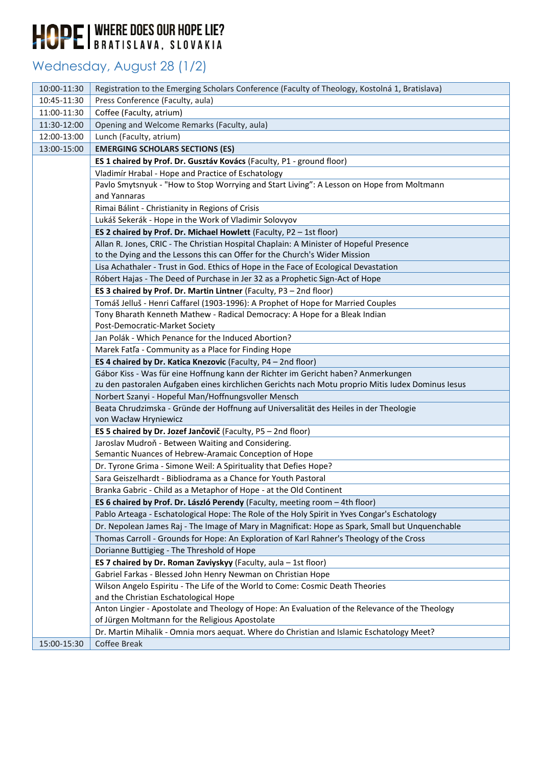# HOPE | WHERE DOES OUR HOPE LIE? BRATISLAVA, SLOVAKIA

## Wednesday, August 28 (1/2)

| | |
|---|---|
| 10:00-11:30 | Registration to the Emerging Scholars Conference (Faculty of Theology, Kostolná 1, Bratislava) |
| 10:45-11:30 | Press Conference (Faculty, aula) |
| 11:00-11:30 | Coffee (Faculty, atrium) |
| 11:30-12:00 | Opening and Welcome Remarks (Faculty, aula) |
| 12:00-13:00 | Lunch (Faculty, atrium) |
| 13:00-15:00 | **EMERGING SCHOLARS SECTIONS (ES)** |
| | **ES 1 chaired by Prof. Dr. Gusztáv Kovács** (Faculty, P1 - ground floor) |
| | Vladimír Hrabal - Hope and Practice of Eschatology |
| | Pavlo Smytsnyuk - "How to Stop Worrying and Start Living": A Lesson on Hope from Moltmann and Yannaras |
| | Rimai Bálint - Christianity in Regions of Crisis |
| | Lukáš Sekerák - Hope in the Work of Vladimir Solovyov |
| | **ES 2 chaired by Prof. Dr. Michael Howlett** (Faculty, P2 – 1st floor) |
| | Allan R. Jones, CRIC - The Christian Hospital Chaplain: A Minister of Hopeful Presence to the Dying and the Lessons this can Offer for the Church's Wider Mission |
| | Lisa Achathaler - Trust in God. Ethics of Hope in the Face of Ecological Devastation |
| | Róbert Hajas - The Deed of Purchase in Jer 32 as a Prophetic Sign-Act of Hope |
| | **ES 3 chaired by Prof. Dr. Martin Lintner** (Faculty, P3 – 2nd floor) |
| | Tomáš Jelluš - Henri Caffarel (1903-1996): A Prophet of Hope for Married Couples |
| | Tony Bharath Kenneth Mathew - Radical Democracy: A Hope for a Bleak Indian Post-Democratic-Market Society |
| | Jan Polák - Which Penance for the Induced Abortion? |
| | Marek Fatľa - Community as a Place for Finding Hope |
| | **ES 4 chaired by Dr. Katica Knezovic** (Faculty, P4 – 2nd floor) |
| | Gábor Kiss - Was für eine Hoffnung kann der Richter im Gericht haben? Anmerkungen zu den pastoralen Aufgaben eines kirchlichen Gerichts nach Motu proprio Mitis Iudex Dominus Iesus |
| | Norbert Szanyi - Hopeful Man/Hoffnungsvoller Mensch |
| | Beata Chrudzimska - Gründe der Hoffnung auf Universalität des Heiles in der Theologie von Wacław Hryniewicz |
| | **ES 5 chaired by Dr. Jozef Jančovič** (Faculty, P5 – 2nd floor) |
| | Jaroslav Mudroň - Between Waiting and Considering. Semantic Nuances of Hebrew-Aramaic Conception of Hope |
| | Dr. Tyrone Grima - Simone Weil: A Spirituality that Defies Hope? |
| | Sara Geiszelhardt - Bibliodrama as a Chance for Youth Pastoral |
| | Branka Gabric - Child as a Metaphor of Hope - at the Old Continent |
| | **ES 6 chaired by Prof. Dr. László Perendy** (Faculty, meeting room – 4th floor) |
| | Pablo Arteaga - Eschatological Hope: The Role of the Holy Spirit in Yves Congar's Eschatology |
| | Dr. Nepolean James Raj - The Image of Mary in Magnificat: Hope as Spark, Small but Unquenchable |
| | Thomas Carroll - Grounds for Hope: An Exploration of Karl Rahner's Theology of the Cross |
| | Dorianne Buttigieg - The Threshold of Hope |
| | **ES 7 chaired by Dr. Roman Zaviyskyy** (Faculty, aula – 1st floor) |
| | Gabriel Farkas - Blessed John Henry Newman on Christian Hope |
| | Wilson Angelo Espiritu - The Life of the World to Come: Cosmic Death Theories and the Christian Eschatological Hope |
| | Anton Lingier - Apostolate and Theology of Hope: An Evaluation of the Relevance of the Theology of Jürgen Moltmann for the Religious Apostolate |
| | Dr. Martin Mihalik - Omnia mors aequat. Where do Christian and Islamic Eschatology Meet? |
| 15:00-15:30 | Coffee Break |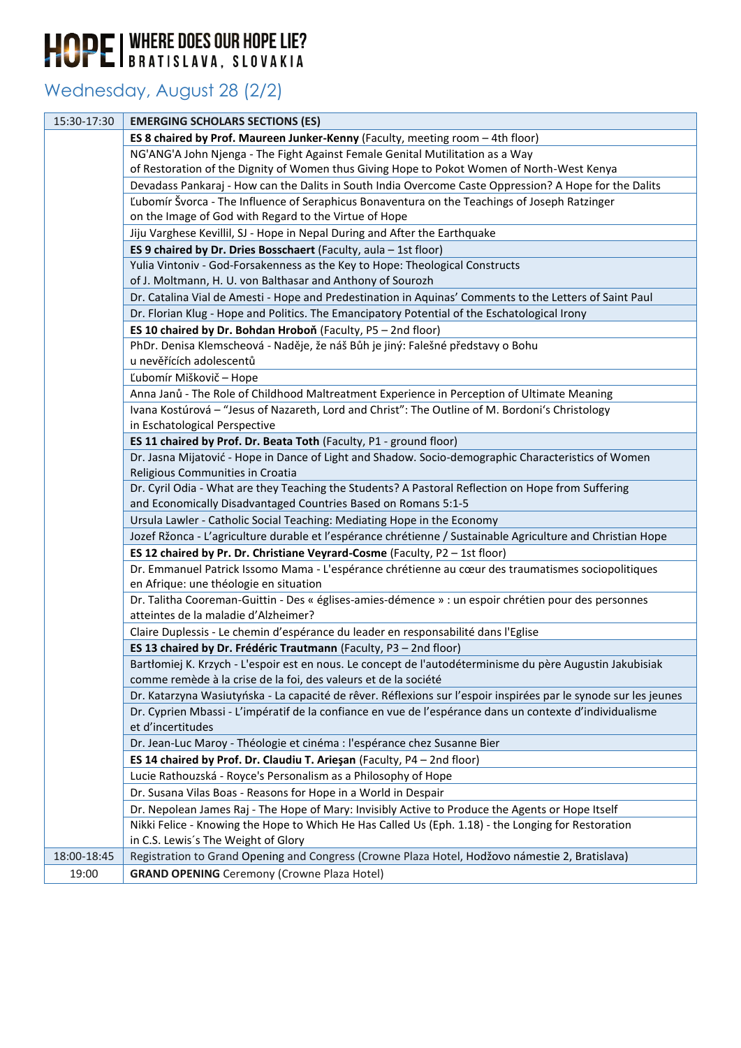# HOPE | WHERE DOES OUR HOPE LIE? BRATISLAVA, SLOVAKIA

## Wednesday, August 28 (2/2)

| | |
|---|---|
| 15:30-17:30 | **EMERGING SCHOLARS SECTIONS (ES)** |
| | **ES 8 chaired by Prof. Maureen Junker-Kenny** (Faculty, meeting room – 4th floor) |
| | NG'ANG'A John Njenga - The Fight Against Female Genital Mutilitation as a Way of Restoration of the Dignity of Women thus Giving Hope to Pokot Women of North-West Kenya |
| | Devadass Pankaraj - How can the Dalits in South India Overcome Caste Oppression? A Hope for the Dalits |
| | Ľubomír Švorca - The Influence of Seraphicus Bonaventura on the Teachings of Joseph Ratzinger on the Image of God with Regard to the Virtue of Hope |
| | Jiju Varghese Kevillil, SJ - Hope in Nepal During and After the Earthquake |
| | **ES 9 chaired by Dr. Dries Bosschaert** (Faculty, aula – 1st floor) |
| | Yulia Vintoniv - God-Forsakenness as the Key to Hope: Theological Constructs of J. Moltmann, H. U. von Balthasar and Anthony of Sourozh |
| | Dr. Catalina Vial de Amesti - Hope and Predestination in Aquinas' Comments to the Letters of Saint Paul |
| | Dr. Florian Klug - Hope and Politics. The Emancipatory Potential of the Eschatological Irony |
| | **ES 10 chaired by Dr. Bohdan Hroboň** (Faculty, P5 – 2nd floor) |
| | PhDr. Denisa Klemscheová - Naděje, že náš Bůh je jiný: Falešné představy o Bohu u nevěřících adolescentů |
| | Ľubomír Miškovič – Hope |
| | Anna Janů - The Role of Childhood Maltreatment Experience in Perception of Ultimate Meaning |
| | Ivana Kostúrová – "Jesus of Nazareth, Lord and Christ": The Outline of M. Bordoni's Christology in Eschatological Perspective |
| | **ES 11 chaired by Prof. Dr. Beata Toth** (Faculty, P1 - ground floor) |
| | Dr. Jasna Mijatović - Hope in Dance of Light and Shadow. Socio-demographic Characteristics of Women Religious Communities in Croatia |
| | Dr. Cyril Odia - What are they Teaching the Students? A Pastoral Reflection on Hope from Suffering and Economically Disadvantaged Countries Based on Romans 5:1-5 |
| | Ursula Lawler - Catholic Social Teaching: Mediating Hope in the Economy |
| | Jozef Ržonca - L'agriculture durable et l'espérance chrétienne / Sustainable Agriculture and Christian Hope |
| | **ES 12 chaired by Pr. Dr. Christiane Veyrard-Cosme** (Faculty, P2 – 1st floor) |
| | Dr. Emmanuel Patrick Issomo Mama - L'espérance chrétienne au cœur des traumatismes sociopolitiques en Afrique: une théologie en situation |
| | Dr. Talitha Cooreman-Guittin - Des « églises-amies-démence » : un espoir chrétien pour des personnes atteintes de la maladie d'Alzheimer? |
| | Claire Duplessis - Le chemin d'espérance du leader en responsabilité dans l'Eglise |
| | **ES 13 chaired by Dr. Frédéric Trautmann** (Faculty, P3 – 2nd floor) |
| | Bartłomiej K. Krzych - L'espoir est en nous. Le concept de l'autodéterminisme du père Augustin Jakubisiak comme remède à la crise de la foi, des valeurs et de la société |
| | Dr. Katarzyna Wasiutyńska - La capacité de rêver. Réflexions sur l'espoir inspirées par le synode sur les jeunes |
| | Dr. Cyprien Mbassi - L'impératif de la confiance en vue de l'espérance dans un contexte d'individualisme et d'incertitudes |
| | Dr. Jean-Luc Maroy - Théologie et cinéma : l'espérance chez Susanne Bier |
| | **ES 14 chaired by Prof. Dr. Claudiu T. Arieşan** (Faculty, P4 – 2nd floor) |
| | Lucie Rathouzská - Royce's Personalism as a Philosophy of Hope |
| | Dr. Susana Vilas Boas - Reasons for Hope in a World in Despair |
| | Dr. Nepolean James Raj - The Hope of Mary: Invisibly Active to Produce the Agents or Hope Itself |
| | Nikki Felice - Knowing the Hope to Which He Has Called Us (Eph. 1.18) - the Longing for Restoration in C.S. Lewis´s The Weight of Glory |
| 18:00-18:45 | Registration to Grand Opening and Congress (Crowne Plaza Hotel, Hodžovo námestie 2, Bratislava) |
| 19:00 | **GRAND OPENING** Ceremony (Crowne Plaza Hotel) |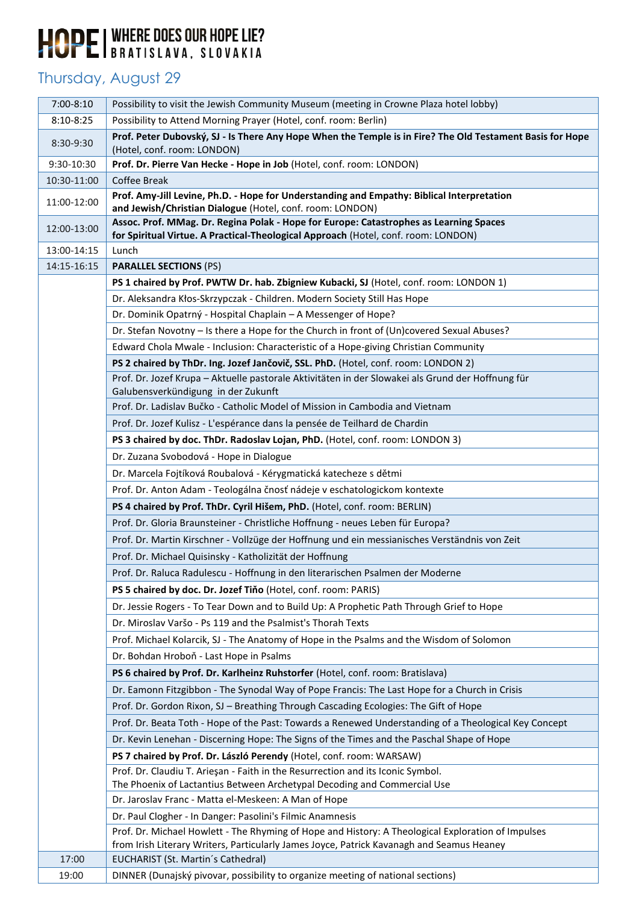# HOPE | WHERE DOES OUR HOPE LIE? BRATISLAVA, SLOVAKIA

## Thursday, August 29

| | |
|---|---|
| 7:00-8:10 | Possibility to visit the Jewish Community Museum (meeting in Crowne Plaza hotel lobby) |
| 8:10-8:25 | Possibility to Attend Morning Prayer (Hotel, conf. room: Berlin) |
| 8:30-9:30 | **Prof. Peter Dubovský, SJ - Is There Any Hope When the Temple is in Fire? The Old Testament Basis for Hope** (Hotel, conf. room: LONDON) |
| 9:30-10:30 | **Prof. Dr. Pierre Van Hecke - Hope in Job** (Hotel, conf. room: LONDON) |
| 10:30-11:00 | Coffee Break |
| 11:00-12:00 | **Prof. Amy-Jill Levine, Ph.D. - Hope for Understanding and Empathy: Biblical Interpretation and Jewish/Christian Dialogue** (Hotel, conf. room: LONDON) |
| 12:00-13:00 | **Assoc. Prof. MMag. Dr. Regina Polak - Hope for Europe: Catastrophes as Learning Spaces for Spiritual Virtue. A Practical-Theological Approach** (Hotel, conf. room: LONDON) |
| 13:00-14:15 | Lunch |
| 14:15-16:15 | **PARALLEL SECTIONS** (PS) |
| | **PS 1 chaired by Prof. PWTW Dr. hab. Zbigniew Kubacki, SJ** (Hotel, conf. room: LONDON 1) |
| | Dr. Aleksandra Kłos-Skrzypczak - Children. Modern Society Still Has Hope |
| | Dr. Dominik Opatrný - Hospital Chaplain – A Messenger of Hope? |
| | Dr. Stefan Novotny – Is there a Hope for the Church in front of (Un)covered Sexual Abuses? |
| | Edward Chola Mwale - Inclusion: Characteristic of a Hope-giving Christian Community |
| | **PS 2 chaired by ThDr. Ing. Jozef Jančovič, SSL. PhD.** (Hotel, conf. room: LONDON 2) |
| | Prof. Dr. Jozef Krupa – Aktuelle pastorale Aktivitäten in der Slowakei als Grund der Hoffnung für Galubensverkündigung in der Zukunft |
| | Prof. Dr. Ladislav Bučko - Catholic Model of Mission in Cambodia and Vietnam |
| | Prof. Dr. Jozef Kulisz - L'espérance dans la pensée de Teilhard de Chardin |
| | **PS 3 chaired by doc. ThDr. Radoslav Lojan, PhD.** (Hotel, conf. room: LONDON 3) |
| | Dr. Zuzana Svobodová - Hope in Dialogue |
| | Dr. Marcela Fojtíková Roubalová - Kérygmatická katecheze s dětmi |
| | Prof. Dr. Anton Adam - Teologálna čnosť nádeje v eschatologickom kontexte |
| | **PS 4 chaired by Prof. ThDr. Cyril Hišem, PhD.** (Hotel, conf. room: BERLIN) |
| | Prof. Dr. Gloria Braunsteiner - Christliche Hoffnung - neues Leben für Europa? |
| | Prof. Dr. Martin Kirschner - Vollzüge der Hoffnung und ein messianisches Verständnis von Zeit |
| | Prof. Dr. Michael Quisinsky - Katholizität der Hoffnung |
| | Prof. Dr. Raluca Radulescu - Hoffnung in den literarischen Psalmen der Moderne |
| | **PS 5 chaired by doc. Dr. Jozef Tiňo** (Hotel, conf. room: PARIS) |
| | Dr. Jessie Rogers - To Tear Down and to Build Up: A Prophetic Path Through Grief to Hope |
| | Dr. Miroslav Varšo - Ps 119 and the Psalmist's Thorah Texts |
| | Prof. Michael Kolarcik, SJ - The Anatomy of Hope in the Psalms and the Wisdom of Solomon |
| | Dr. Bohdan Hroboň - Last Hope in Psalms |
| | **PS 6 chaired by Prof. Dr. Karlheinz Ruhstorfer** (Hotel, conf. room: Bratislava) |
| | Dr. Eamonn Fitzgibbon - The Synodal Way of Pope Francis: The Last Hope for a Church in Crisis |
| | Prof. Dr. Gordon Rixon, SJ – Breathing Through Cascading Ecologies: The Gift of Hope |
| | Prof. Dr. Beata Toth - Hope of the Past: Towards a Renewed Understanding of a Theological Key Concept |
| | Dr. Kevin Lenehan - Discerning Hope: The Signs of the Times and the Paschal Shape of Hope |
| | **PS 7 chaired by Prof. Dr. László Perendy** (Hotel, conf. room: WARSAW) |
| | Prof. Dr. Claudiu T. Arieşan - Faith in the Resurrection and its Iconic Symbol. The Phoenix of Lactantius Between Archetypal Decoding and Commercial Use |
| | Dr. Jaroslav Franc - Matta el-Meskeen: A Man of Hope |
| | Dr. Paul Clogher - In Danger: Pasolini's Filmic Anamnesis |
| | Prof. Dr. Michael Howlett - The Rhyming of Hope and History: A Theological Exploration of Impulses from Irish Literary Writers, Particularly James Joyce, Patrick Kavanagh and Seamus Heaney |
| 17:00 | EUCHARIST (St. Martin´s Cathedral) |
| 19:00 | DINNER (Dunajský pivovar, possibility to organize meeting of national sections) |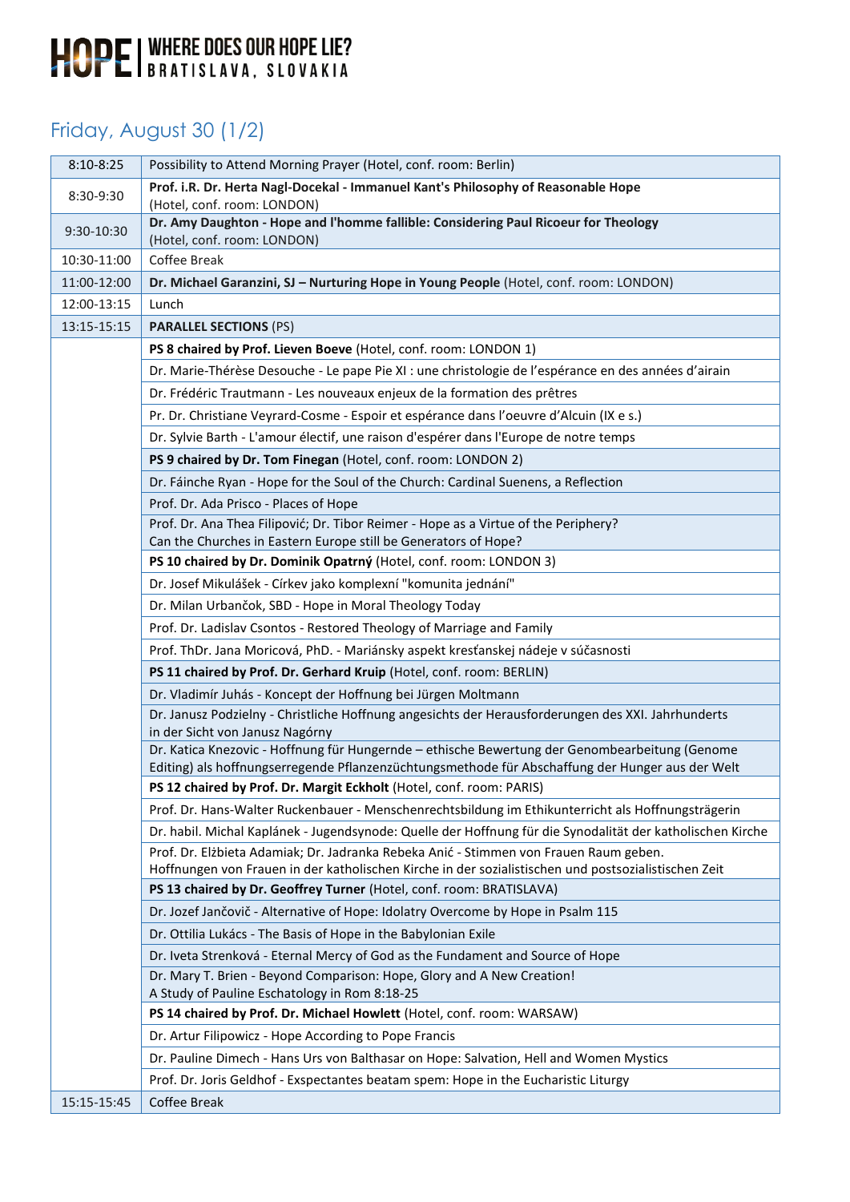# HOPE | WHERE DOES OUR HOPE LIE? BRATISLAVA, SLOVAKIA

## Friday, August 30 (1/2)

| | |
|---|---|
| 8:10-8:25 | Possibility to Attend Morning Prayer (Hotel, conf. room: Berlin) |
| 8:30-9:30 | **Prof. i.R. Dr. Herta Nagl-Docekal - Immanuel Kant's Philosophy of Reasonable Hope** (Hotel, conf. room: LONDON) |
| 9:30-10:30 | **Dr. Amy Daughton - Hope and l'homme fallible: Considering Paul Ricoeur for Theology** (Hotel, conf. room: LONDON) |
| 10:30-11:00 | Coffee Break |
| 11:00-12:00 | **Dr. Michael Garanzini, SJ – Nurturing Hope in Young People** (Hotel, conf. room: LONDON) |
| 12:00-13:15 | Lunch |
| 13:15-15:15 | **PARALLEL SECTIONS** (PS) |
| | **PS 8 chaired by Prof. Lieven Boeve** (Hotel, conf. room: LONDON 1) |
| | Dr. Marie-Thérèse Desouche - Le pape Pie XI : une christologie de l'espérance en des années d'airain |
| | Dr. Frédéric Trautmann - Les nouveaux enjeux de la formation des prêtres |
| | Pr. Dr. Christiane Veyrard-Cosme - Espoir et espérance dans l'oeuvre d'Alcuin (IX e s.) |
| | Dr. Sylvie Barth - L'amour électif, une raison d'espérer dans l'Europe de notre temps |
| | **PS 9 chaired by Dr. Tom Finegan** (Hotel, conf. room: LONDON 2) |
| | Dr. Fáinche Ryan - Hope for the Soul of the Church: Cardinal Suenens, a Reflection |
| | Prof. Dr. Ada Prisco - Places of Hope |
| | Prof. Dr. Ana Thea Filipović; Dr. Tibor Reimer - Hope as a Virtue of the Periphery? Can the Churches in Eastern Europe still be Generators of Hope? |
| | **PS 10 chaired by Dr. Dominik Opatrný** (Hotel, conf. room: LONDON 3) |
| | Dr. Josef Mikulášek - Církev jako komplexní "komunita jednání" |
| | Dr. Milan Urbančok, SBD - Hope in Moral Theology Today |
| | Prof. Dr. Ladislav Csontos - Restored Theology of Marriage and Family |
| | Prof. ThDr. Jana Moricová, PhD. - Mariánsky aspekt kresťanskej nádeje v súčasnosti |
| | **PS 11 chaired by Prof. Dr. Gerhard Kruip** (Hotel, conf. room: BERLIN) |
| | Dr. Vladimír Juhás - Koncept der Hoffnung bei Jürgen Moltmann |
| | Dr. Janusz Podzielny - Christliche Hoffnung angesichts der Herausforderungen des XXI. Jahrhunderts in der Sicht von Janusz Nagórny |
| | Dr. Katica Knezovic - Hoffnung für Hungernde – ethische Bewertung der Genombearbeitung (Genome Editing) als hoffnungserregende Pflanzenzüchtungsmethode für Abschaffung der Hunger aus der Welt |
| | **PS 12 chaired by Prof. Dr. Margit Eckholt** (Hotel, conf. room: PARIS) |
| | Prof. Dr. Hans-Walter Ruckenbauer - Menschenrechtsbildung im Ethikunterricht als Hoffnungsträgerin |
| | Dr. habil. Michal Kaplánek - Jugendsynode: Quelle der Hoffnung für die Synodalität der katholischen Kirche |
| | Prof. Dr. Elżbieta Adamiak; Dr. Jadranka Rebeka Anić - Stimmen von Frauen Raum geben. Hoffnungen von Frauen in der katholischen Kirche in der sozialistischen und postsozialistischen Zeit |
| | **PS 13 chaired by Dr. Geoffrey Turner** (Hotel, conf. room: BRATISLAVA) |
| | Dr. Jozef Jančovič - Alternative of Hope: Idolatry Overcome by Hope in Psalm 115 |
| | Dr. Ottilia Lukács - The Basis of Hope in the Babylonian Exile |
| | Dr. Iveta Strenková - Eternal Mercy of God as the Fundament and Source of Hope |
| | Dr. Mary T. Brien - Beyond Comparison: Hope, Glory and A New Creation! A Study of Pauline Eschatology in Rom 8:18-25 |
| | **PS 14 chaired by Prof. Dr. Michael Howlett** (Hotel, conf. room: WARSAW) |
| | Dr. Artur Filipowicz - Hope According to Pope Francis |
| | Dr. Pauline Dimech - Hans Urs von Balthasar on Hope: Salvation, Hell and Women Mystics |
| | Prof. Dr. Joris Geldhof - Exspectantes beatam spem: Hope in the Eucharistic Liturgy |
| 15:15-15:45 | Coffee Break |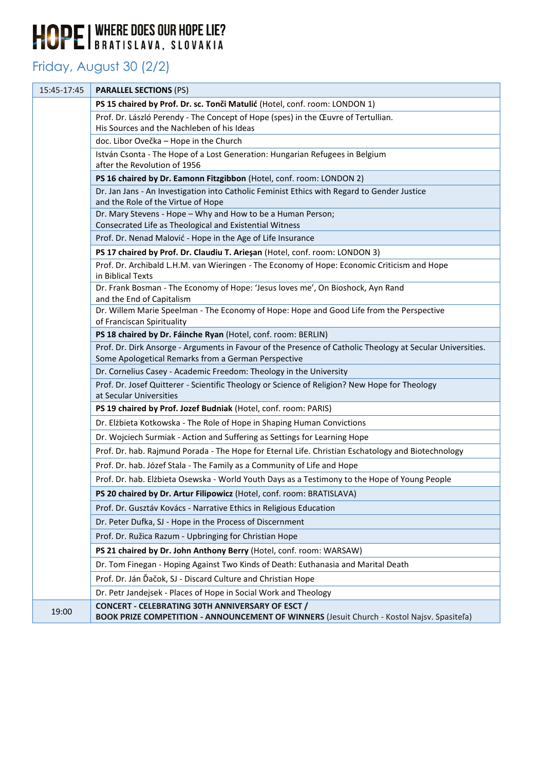# HOPE | WHERE DOES OUR HOPE LIE? BRATISLAVA, SLOVAKIA

## Friday, August 30 (2/2)

| | |
|---|---|
| 15:45-17:45 | **PARALLEL SECTIONS** (PS) |
| | **PS 15 chaired by Prof. Dr. sc. Tonči Matulić** (Hotel, conf. room: LONDON 1) |
| | Prof. Dr. László Perendy - The Concept of Hope (spes) in the Œuvre of Tertullian. His Sources and the Nachleben of his Ideas |
| | doc. Libor Ovečka – Hope in the Church |
| | István Csonta - The Hope of a Lost Generation: Hungarian Refugees in Belgium after the Revolution of 1956 |
| | **PS 16 chaired by Dr. Eamonn Fitzgibbon** (Hotel, conf. room: LONDON 2) |
| | Dr. Jan Jans - An Investigation into Catholic Feminist Ethics with Regard to Gender Justice and the Role of the Virtue of Hope |
| | Dr. Mary Stevens - Hope – Why and How to be a Human Person; Consecrated Life as Theological and Existential Witness |
| | Prof. Dr. Nenad Malović - Hope in the Age of Life Insurance |
| | **PS 17 chaired by Prof. Dr. Claudiu T. Arieşan** (Hotel, conf. room: LONDON 3) |
| | Prof. Dr. Archibald L.H.M. van Wieringen - The Economy of Hope: Economic Criticism and Hope in Biblical Texts |
| | Dr. Frank Bosman - The Economy of Hope: 'Jesus loves me', On Bioshock, Ayn Rand and the End of Capitalism |
| | Dr. Willem Marie Speelman - The Economy of Hope: Hope and Good Life from the Perspective of Franciscan Spirituality |
| | **PS 18 chaired by Dr. Fáinche Ryan** (Hotel, conf. room: BERLIN) |
| | Prof. Dr. Dirk Ansorge - Arguments in Favour of the Presence of Catholic Theology at Secular Universities. Some Apologetical Remarks from a German Perspective |
| | Dr. Cornelius Casey - Academic Freedom: Theology in the University |
| | Prof. Dr. Josef Quitterer - Scientific Theology or Science of Religion? New Hope for Theology at Secular Universities |
| | **PS 19 chaired by Prof. Jozef Budniak** (Hotel, conf. room: PARIS) |
| | Dr. Elżbieta Kotkowska - The Role of Hope in Shaping Human Convictions |
| | Dr. Wojciech Surmiak - Action and Suffering as Settings for Learning Hope |
| | Prof. Dr. hab. Rajmund Porada - The Hope for Eternal Life. Christian Eschatology and Biotechnology |
| | Prof. Dr. hab. Józef Stala - The Family as a Community of Life and Hope |
| | Prof. Dr. hab. Elżbieta Osewska - World Youth Days as a Testimony to the Hope of Young People |
| | **PS 20 chaired by Dr. Artur Filipowicz** (Hotel, conf. room: BRATISLAVA) |
| | Prof. Dr. Gusztáv Kovács - Narrative Ethics in Religious Education |
| | Dr. Peter Dufka, SJ - Hope in the Process of Discernment |
| | Prof. Dr. Ružica Razum - Upbringing for Christian Hope |
| | **PS 21 chaired by Dr. John Anthony Berry** (Hotel, conf. room: WARSAW) |
| | Dr. Tom Finegan - Hoping Against Two Kinds of Death: Euthanasia and Marital Death |
| | Prof. Dr. Ján Ďačok, SJ - Discard Culture and Christian Hope |
| | Dr. Petr Jandejsek - Places of Hope in Social Work and Theology |
| 19:00 | **CONCERT - CELEBRATING 30TH ANNIVERSARY OF ESCT / BOOK PRIZE COMPETITION - ANNOUNCEMENT OF WINNERS** (Jesuit Church - Kostol Najsv. Spasiteľa) |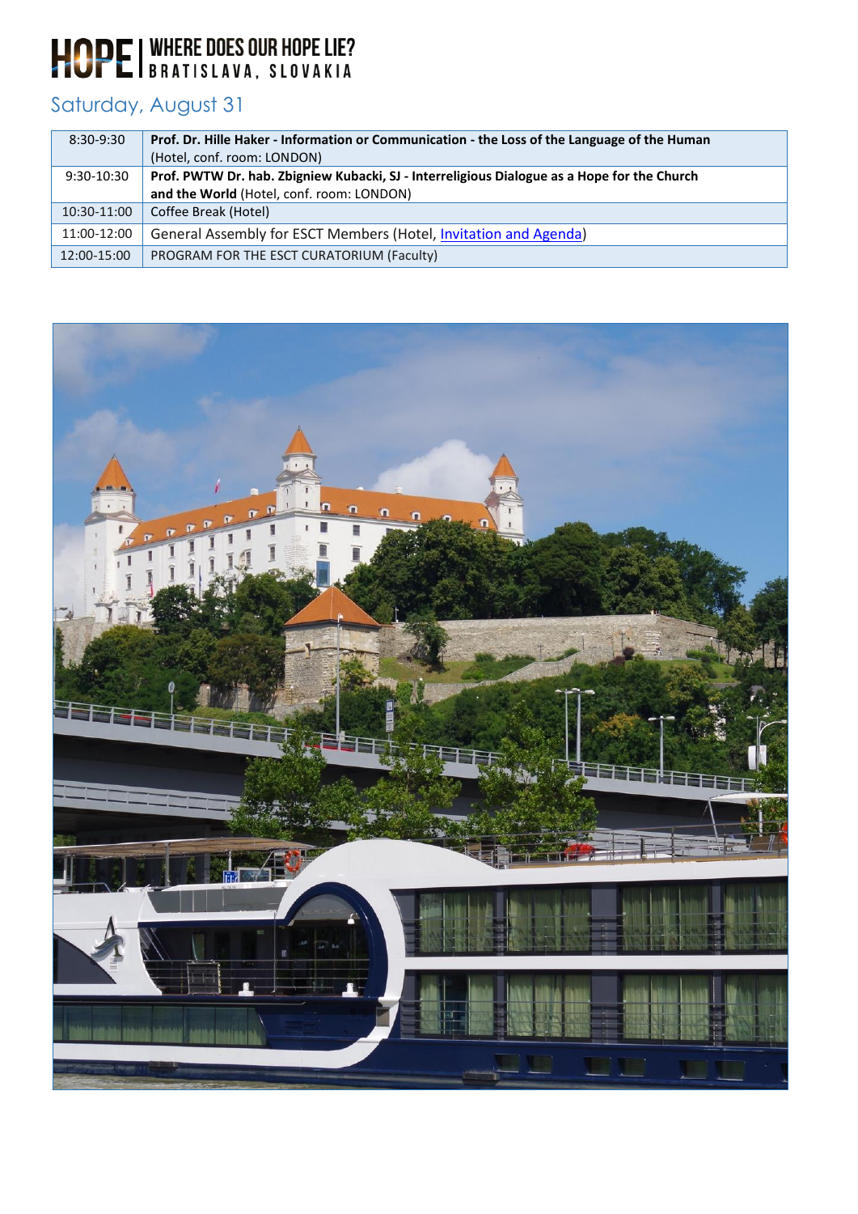# HOPE | WHERE DOES OUR HOPE LIE? BRATISLAVA, SLOVAKIA

## Saturday, August 31

| | |
|---|---|
| 8:30-9:30 | **Prof. Dr. Hille Haker - Information or Communication - the Loss of the Language of the Human** (Hotel, conf. room: LONDON) |
| 9:30-10:30 | **Prof. PWTW Dr. hab. Zbigniew Kubacki, SJ - Interreligious Dialogue as a Hope for the Church and the World** (Hotel, conf. room: LONDON) |
| 10:30-11:00 | Coffee Break (Hotel) |
| 11:00-12:00 | General Assembly for ESCT Members (Hotel, Invitation and Agenda) |
| 12:00-15:00 | PROGRAM FOR THE ESCT CURATORIUM (Faculty) |